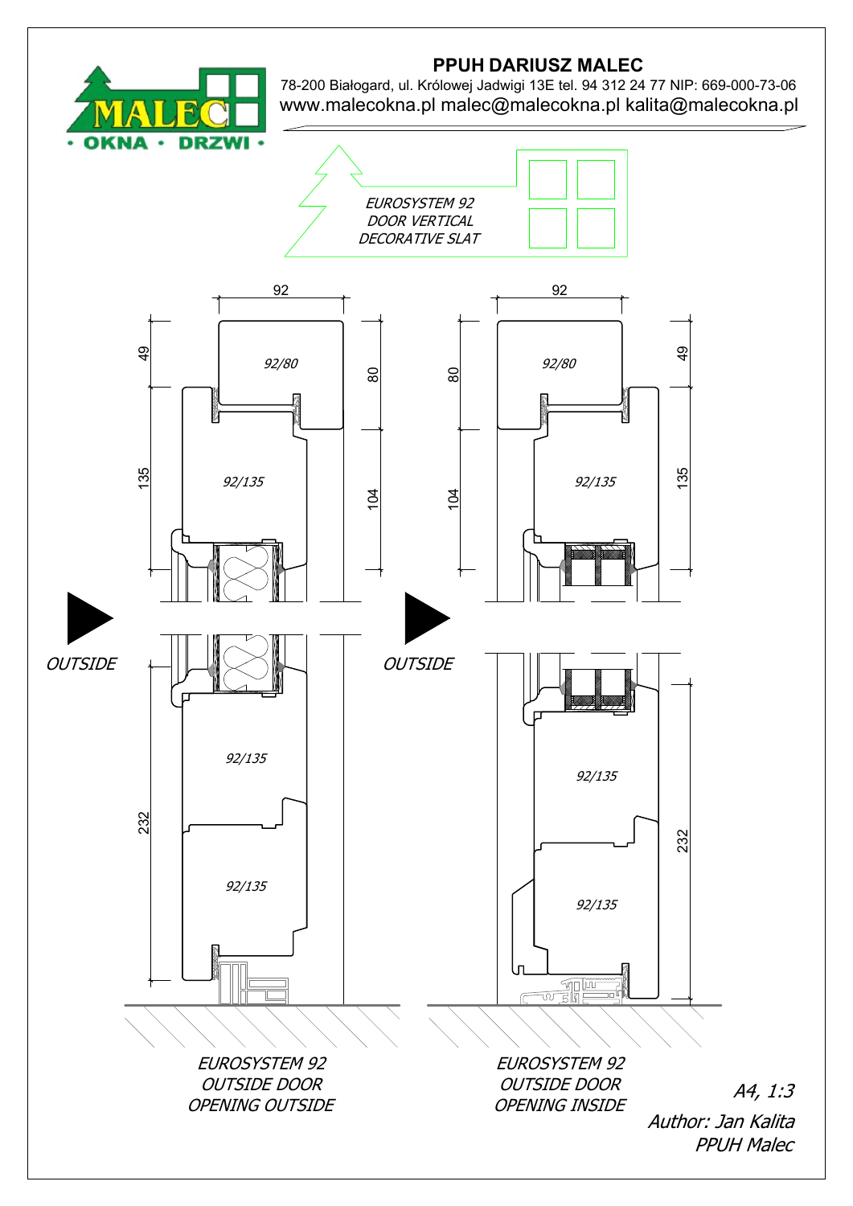**PPUH DARIUSZ MALEC**

78-200 Białogard, ul. Królowej Jadwigi 13E tel. 94 312 24 77 NIP: 669-000-73-06

www.malecokna.pl malec@malecokna.pl kalita@malecokna.pl

MALEC • OKNA • DRZWI •

*EUROSYSTEM 92 DOOR VERTICAL DECORATIVE SLAT*

92

49

80

135

104

232

*92/80*

*92/135*

*92/135*

*92/135*

*OUTSIDE*

*EUROSYSTEM 92 OUTSIDE DOOR OPENING OUTSIDE*

92

80

49

104

135

232

*92/80*

*92/135*

*92/135*

*92/135*

*OUTSIDE*

*EUROSYSTEM 92 OUTSIDE DOOR OPENING INSIDE*

*A4, 1:3*

*Author: Jan Kalita PPUH Malec*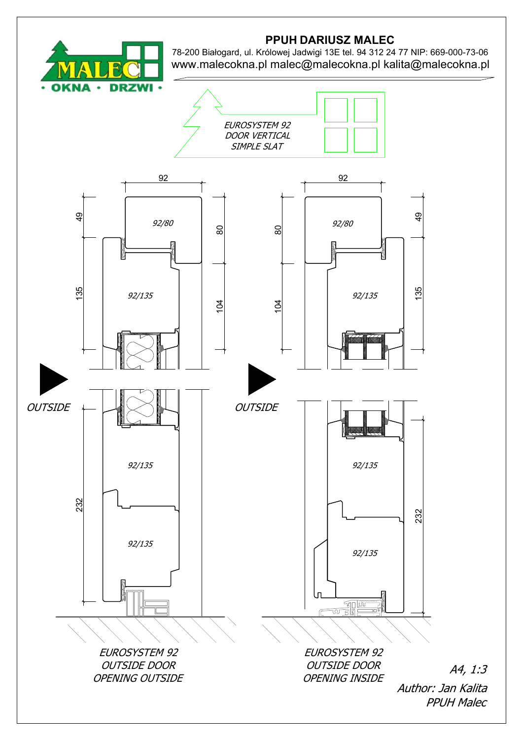# PPUH DARIUSZ MALEC

78-200 Białogard, ul. Królowej Jadwigi 13E tel. 94 312 24 77 NIP: 669-000-73-06

www.malecokna.pl malec@malecokna.pl kalita@malecokna.pl

*EUROSYSTEM 92*
*DOOR VERTICAL*
*SIMPLE SLAT*

92

49 | 80 | 92/80

135 | 104 | 92/135

*OUTSIDE*

92/135

232

92/135

*EUROSYSTEM 92*
*OUTSIDE DOOR*
*OPENING OUTSIDE*

92

80 | 49 | 92/80

104 | 135 | 92/135

*OUTSIDE*

92/135

232

92/135

*EUROSYSTEM 92*
*OUTSIDE DOOR*
*OPENING INSIDE*

*A4, 1:3*
*Author: Jan Kalita*
*PPUH Malec*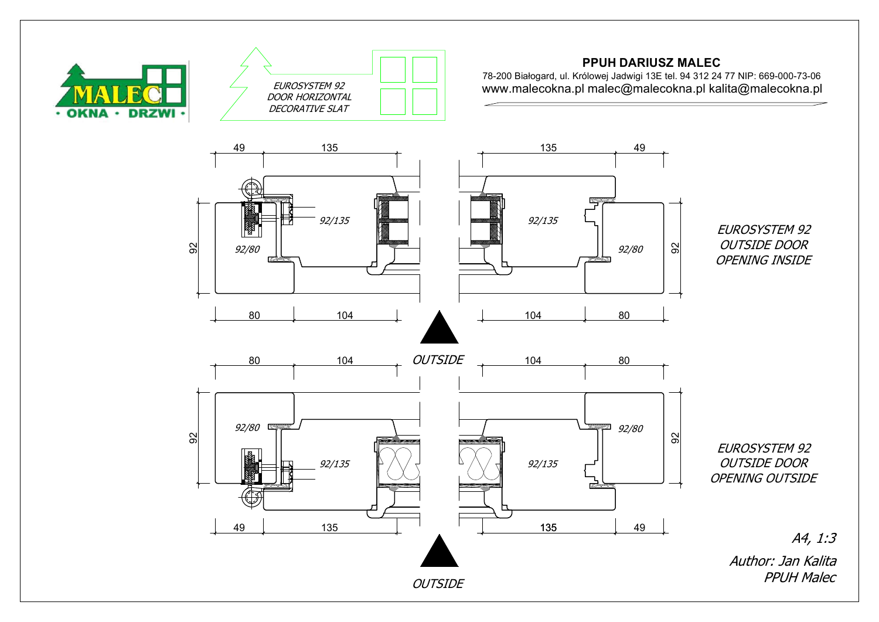MALEC · OKNA · DRZWI ·

*EUROSYSTEM 92*
*DOOR HORIZONTAL*
*DECORATIVE SLAT*

**PPUH DARIUSZ MALEC**

78-200 Białogard, ul. Królowej Jadwigi 13E tel. 94 312 24 77 NIP: 669-000-73-06
www.malecokna.pl malec@malecokna.pl kalita@malecokna.pl

49 135 135 49

92 92/135 92/135 92

92/80 92/80

80 104 104 80

*EUROSYSTEM 92*
*OUTSIDE DOOR*
*OPENING INSIDE*

*OUTSIDE*

80 104 104 80

92 92/80 92/80 92

92/135 92/135

49 135 135 49

*EUROSYSTEM 92*
*OUTSIDE DOOR*
*OPENING OUTSIDE*

*OUTSIDE*

*A4, 1:3*

*Author: Jan Kalita*
*PPUH Malec*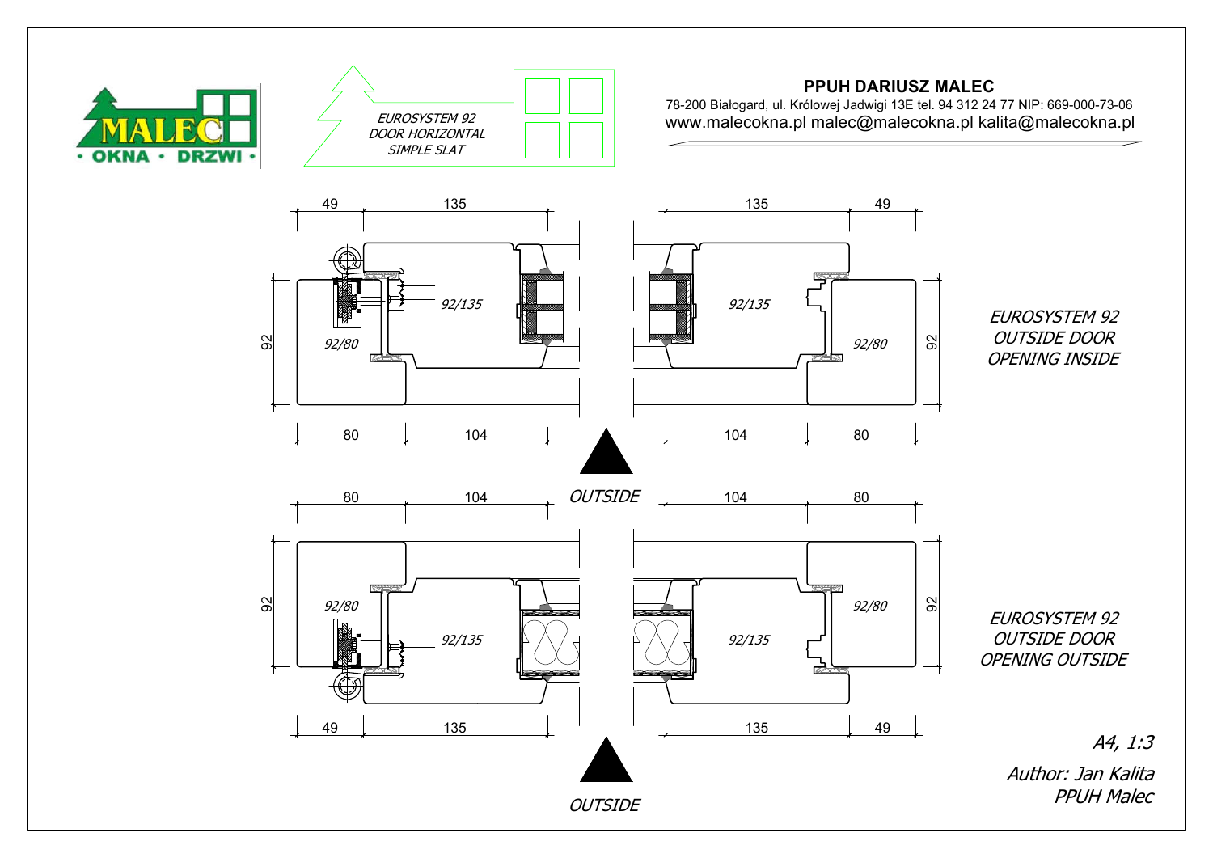**PPUH DARIUSZ MALEC**

78-200 Białogard, ul. Królowej Jadwigi 13E tel. 94 312 24 77 NIP: 669-000-73-06

www.malecokna.pl malec@malecokna.pl kalita@malecokna.pl

*EUROSYSTEM 92*
*DOOR HORIZONTAL*
*SIMPLE SLAT*

49
135
135
49
92
92/135
92/135
92/80
92/80
92
80
104
104
80

*EUROSYSTEM 92*
*OUTSIDE DOOR*
*OPENING INSIDE*

*OUTSIDE*

80
104
104
80
92
92/80
92/80
92
92/135
92/135
49
135
135
49

*EUROSYSTEM 92*
*OUTSIDE DOOR*
*OPENING OUTSIDE*

*OUTSIDE*

*A4, 1:3*

*Author: Jan Kalita*
*PPUH Malec*